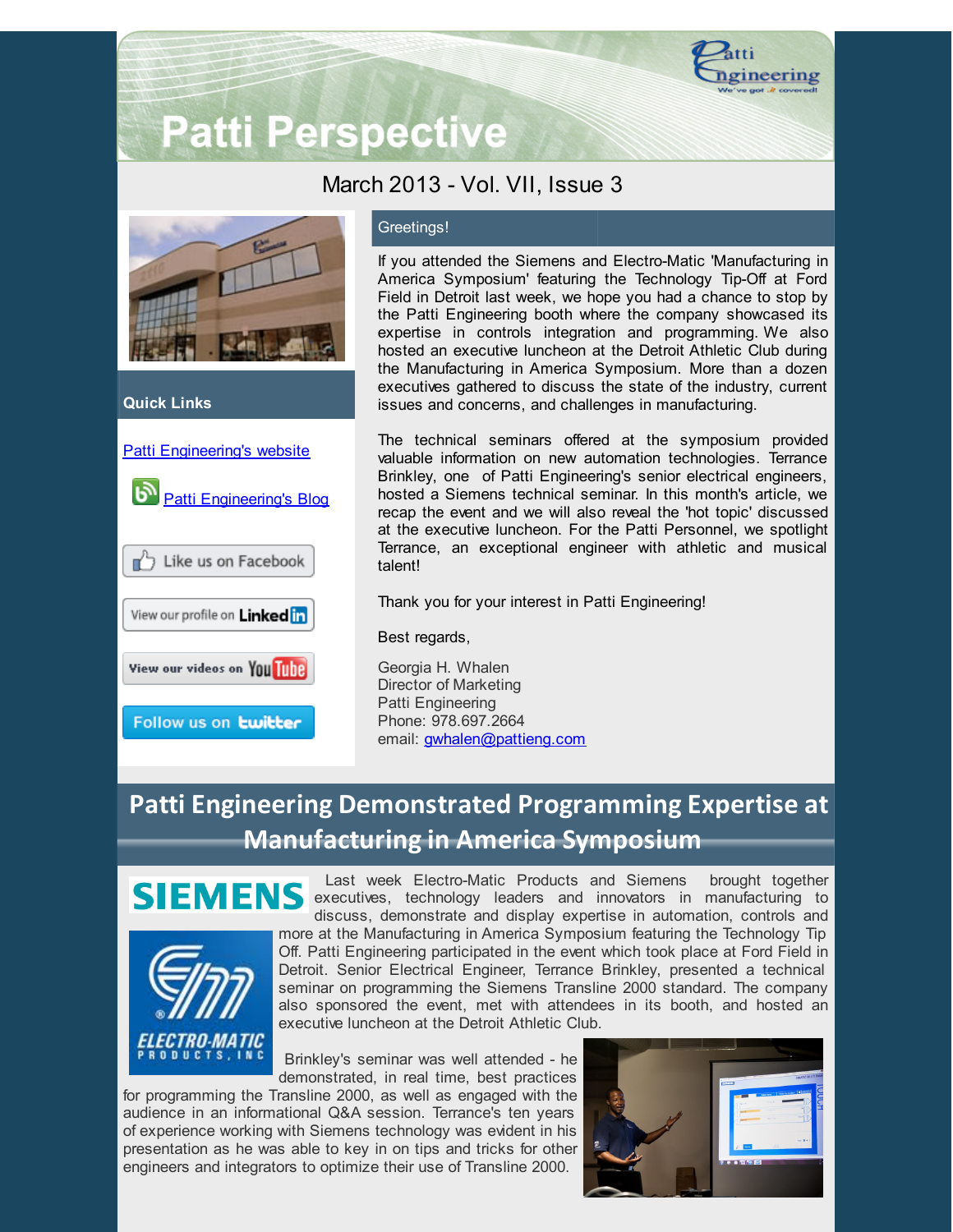# Patti Perspective

March 2013 - Vol. VII, Issue 3

**Quick Links**

[Patti Engineering's website]

[Patti Engineering's Blog]

Like us on Facebook

View our profile on LinkedIn

View our videos on YouTube

Follow us on twitter

Greetings!

If you attended the Siemens and Electro-Matic 'Manufacturing in America Symposium' featuring the Technology Tip-Off at Ford Field in Detroit last week, we hope you had a chance to stop by the Patti Engineering booth where the company showcased its expertise in controls integration and programming. We also hosted an executive luncheon at the Detroit Athletic Club during the Manufacturing in America Symposium. More than a dozen executives gathered to discuss the state of the industry, current issues and concerns, and challenges in manufacturing.

The technical seminars offered at the symposium provided valuable information on new automation technologies. Terrance Brinkley, one of Patti Engineering's senior electrical engineers, hosted a Siemens technical seminar. In this month's article, we recap the event and we will also reveal the 'hot topic' discussed at the executive luncheon. For the Patti Personnel, we spotlight Terrance, an exceptional engineer with athletic and musical talent!

Thank you for your interest in Patti Engineering!

Best regards,

Georgia H. Whalen
Director of Marketing
Patti Engineering
Phone: 978.697.2664
email: gwhalen@pattieng.com

## Patti Engineering Demonstrated Programming Expertise at Manufacturing in America Symposium

Last week Electro-Matic Products and Siemens brought together executives, technology leaders and innovators in manufacturing to discuss, demonstrate and display expertise in automation, controls and more at the Manufacturing in America Symposium featuring the Technology Tip Off. Patti Engineering participated in the event which took place at Ford Field in Detroit. Senior Electrical Engineer, Terrance Brinkley, presented a technical seminar on programming the Siemens Transline 2000 standard. The company also sponsored the event, met with attendees in its booth, and hosted an executive luncheon at the Detroit Athletic Club.

Brinkley's seminar was well attended - he demonstrated, in real time, best practices for programming the Transline 2000, as well as engaged with the audience in an informational Q&A session. Terrance's ten years of experience working with Siemens technology was evident in his presentation as he was able to key in on tips and tricks for other engineers and integrators to optimize their use of Transline 2000.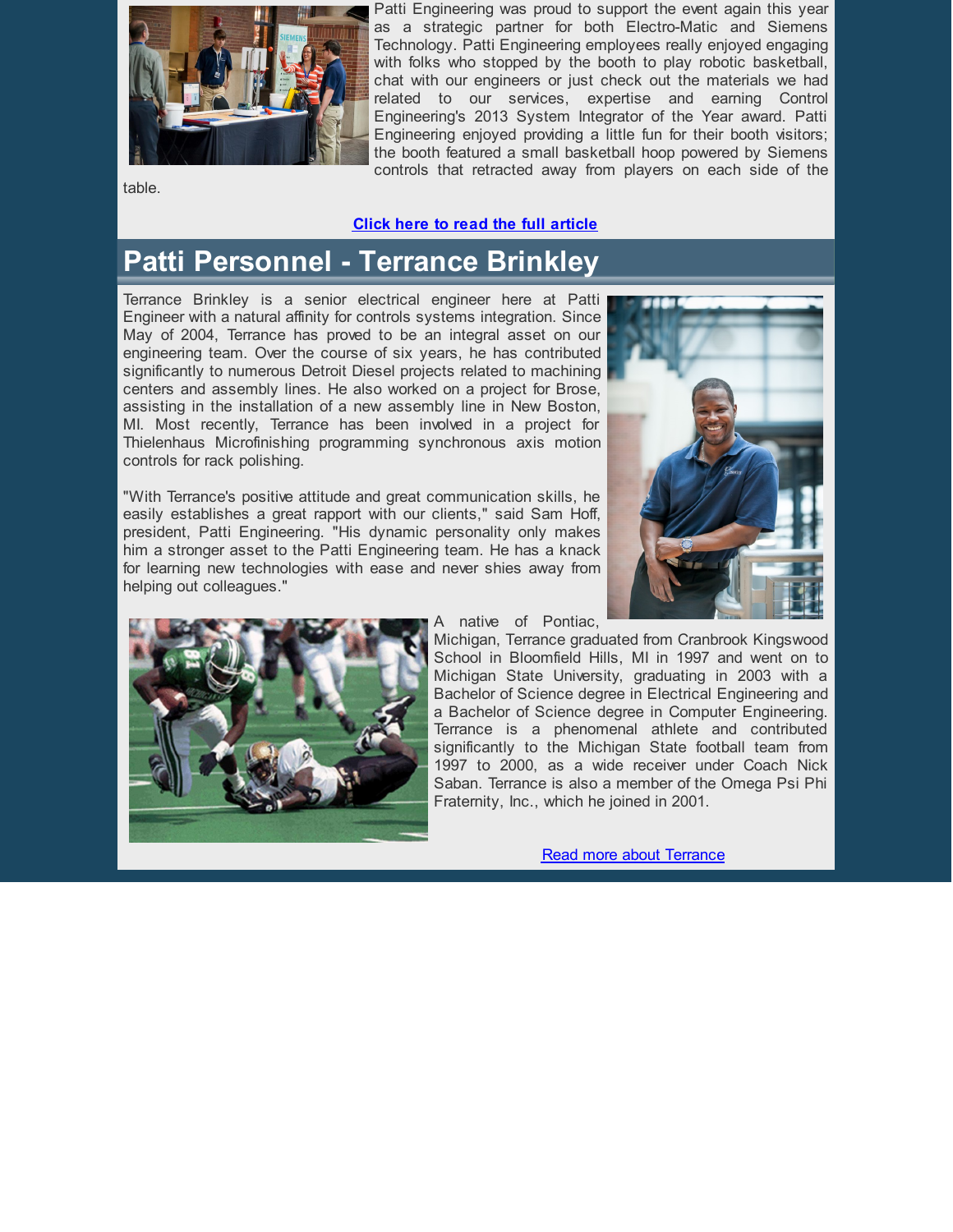Patti Engineering was proud to support the event again this year as a strategic partner for both Electro-Matic and Siemens Technology. Patti Engineering employees really enjoyed engaging with folks who stopped by the booth to play robotic basketball, chat with our engineers or just check out the materials we had related to our services, expertise and earning Control Engineering's 2013 System Integrator of the Year award. Patti Engineering enjoyed providing a little fun for their booth visitors; the booth featured a small basketball hoop powered by Siemens controls that retracted away from players on each side of the table.

**Click here to read the full article**

## Patti Personnel - Terrance Brinkley

Terrance Brinkley is a senior electrical engineer here at Patti Engineer with a natural affinity for controls systems integration. Since May of 2004, Terrance has proved to be an integral asset on our engineering team. Over the course of six years, he has contributed significantly to numerous Detroit Diesel projects related to machining centers and assembly lines. He also worked on a project for Brose, assisting in the installation of a new assembly line in New Boston, MI. Most recently, Terrance has been involved in a project for Thielenhaus Microfinishing programming synchronous axis motion controls for rack polishing.

"With Terrance's positive attitude and great communication skills, he easily establishes a great rapport with our clients," said Sam Hoff, president, Patti Engineering. "His dynamic personality only makes him a stronger asset to the Patti Engineering team. He has a knack for learning new technologies with ease and never shies away from helping out colleagues."

A native of Pontiac, Michigan, Terrance graduated from Cranbrook Kingswood School in Bloomfield Hills, MI in 1997 and went on to Michigan State University, graduating in 2003 with a Bachelor of Science degree in Electrical Engineering and a Bachelor of Science degree in Computer Engineering. Terrance is a phenomenal athlete and contributed significantly to the Michigan State football team from 1997 to 2000, as a wide receiver under Coach Nick Saban. Terrance is also a member of the Omega Psi Phi Fraternity, Inc., which he joined in 2001.

Read more about Terrance